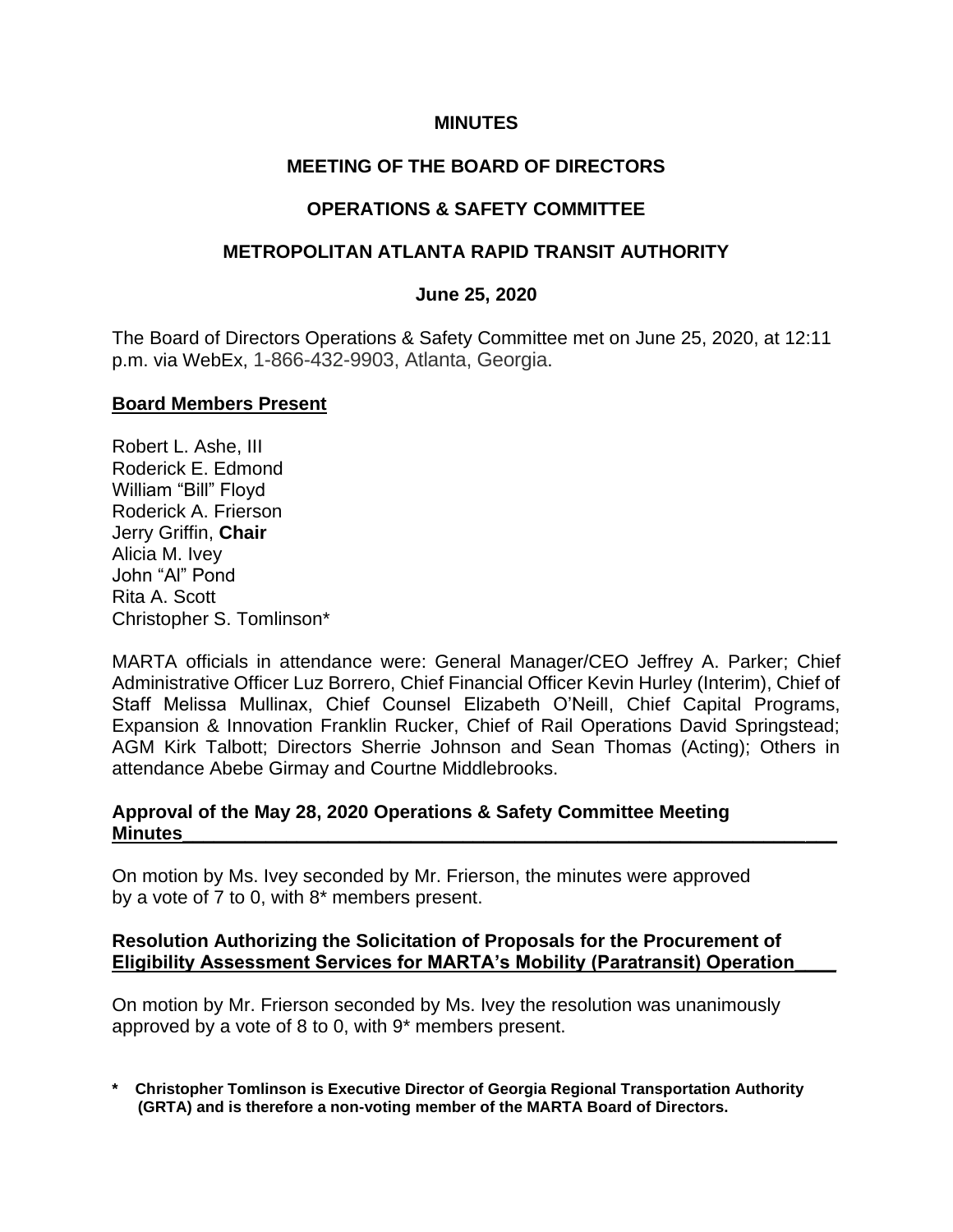**MINUTES**

**MEETING OF THE BOARD OF DIRECTORS**

**OPERATIONS & SAFETY COMMITTEE**

**METROPOLITAN ATLANTA RAPID TRANSIT AUTHORITY**

**June 25, 2020**

The Board of Directors Operations & Safety Committee met on June 25, 2020, at 12:11 p.m. via WebEx, 1-866-432-9903, Atlanta, Georgia.

**Board Members Present**

Robert L. Ashe, III
Roderick E. Edmond
William "Bill" Floyd
Roderick A. Frierson
Jerry Griffin, **Chair**
Alicia M. Ivey
John "Al" Pond
Rita A. Scott
Christopher S. Tomlinson*

MARTA officials in attendance were: General Manager/CEO Jeffrey A. Parker; Chief Administrative Officer Luz Borrero, Chief Financial Officer Kevin Hurley (Interim), Chief of Staff Melissa Mullinax, Chief Counsel Elizabeth O'Neill, Chief Capital Programs, Expansion & Innovation Franklin Rucker, Chief of Rail Operations David Springstead; AGM Kirk Talbott; Directors Sherrie Johnson and Sean Thomas (Acting); Others in attendance Abebe Girmay and Courtne Middlebrooks.

**Approval of the May 28, 2020 Operations & Safety Committee Meeting Minutes**

On motion by Ms. Ivey seconded by Mr. Frierson, the minutes were approved by a vote of 7 to 0, with 8* members present.

**Resolution Authorizing the Solicitation of Proposals for the Procurement of Eligibility Assessment Services for MARTA's Mobility (Paratransit) Operation**

On motion by Mr. Frierson seconded by Ms. Ivey the resolution was unanimously approved by a vote of 8 to 0, with 9* members present.

**\* Christopher Tomlinson is Executive Director of Georgia Regional Transportation Authority (GRTA) and is therefore a non-voting member of the MARTA Board of Directors.**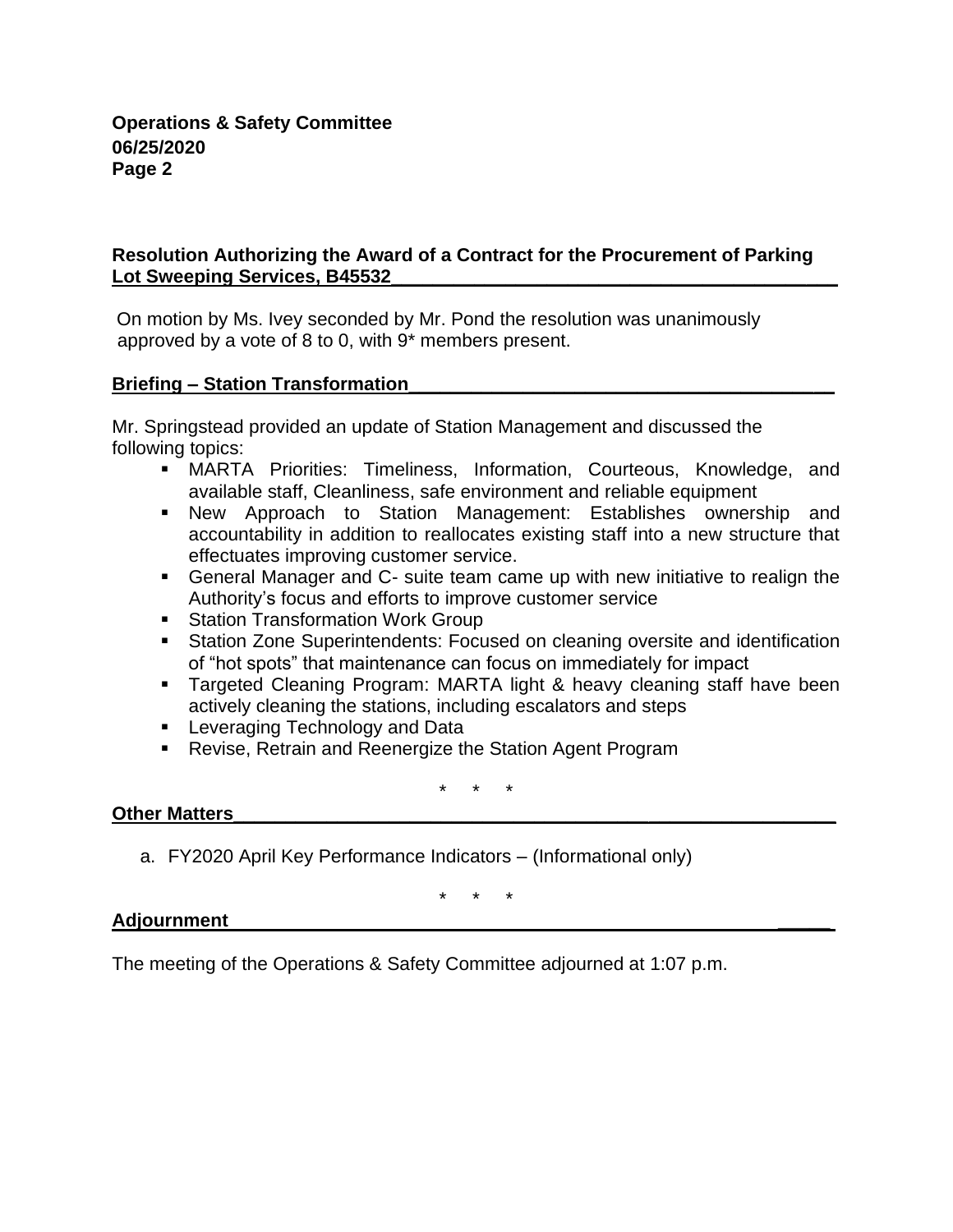**Resolution Authorizing the Award of a Contract for the Procurement of Parking Lot Sweeping Services, B45532**

On motion by Ms. Ivey seconded by Mr. Pond the resolution was unanimously approved by a vote of 8 to 0, with 9* members present.

**Briefing – Station Transformation**

Mr. Springstead provided an update of Station Management and discussed the following topics:

- MARTA Priorities: Timeliness, Information, Courteous, Knowledge, and available staff, Cleanliness, safe environment and reliable equipment
- New Approach to Station Management: Establishes ownership and accountability in addition to reallocates existing staff into a new structure that effectuates improving customer service.
- General Manager and C- suite team came up with new initiative to realign the Authority's focus and efforts to improve customer service
- Station Transformation Work Group
- Station Zone Superintendents: Focused on cleaning oversite and identification of "hot spots" that maintenance can focus on immediately for impact
- Targeted Cleaning Program: MARTA light & heavy cleaning staff have been actively cleaning the stations, including escalators and steps
- Leveraging Technology and Data
- Revise, Retrain and Reenergize the Station Agent Program

\* \* \*

**Other Matters**

a. FY2020 April Key Performance Indicators – (Informational only)

\* \* \*

**Adjournment**

The meeting of the Operations & Safety Committee adjourned at 1:07 p.m.